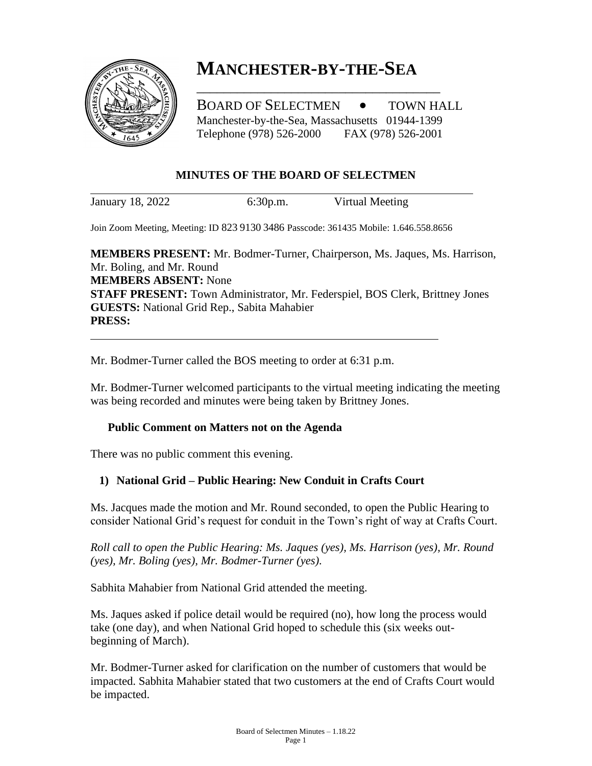# MANCHESTER-BY-THE-SEA

BOARD OF SELECTMEN • TOWN HALL
Manchester-by-the-Sea, Massachusetts 01944-1399
Telephone (978) 526-2000 FAX (978) 526-2001

## MINUTES OF THE BOARD OF SELECTMEN

January 18, 2022 6:30p.m. Virtual Meeting

Join Zoom Meeting, Meeting: ID 823 9130 3486 Passcode: 361435 Mobile: 1.646.558.8656

**MEMBERS PRESENT:** Mr. Bodmer-Turner, Chairperson, Ms. Jaques, Ms. Harrison, Mr. Boling, and Mr. Round
**MEMBERS ABSENT:** None
**STAFF PRESENT:** Town Administrator, Mr. Federspiel, BOS Clerk, Brittney Jones
**GUESTS:** National Grid Rep., Sabita Mahabier
**PRESS:**

Mr. Bodmer-Turner called the BOS meeting to order at 6:31 p.m.

Mr. Bodmer-Turner welcomed participants to the virtual meeting indicating the meeting was being recorded and minutes were being taken by Brittney Jones.

### Public Comment on Matters not on the Agenda

There was no public comment this evening.

### 1) National Grid – Public Hearing: New Conduit in Crafts Court

Ms. Jacques made the motion and Mr. Round seconded, to open the Public Hearing to consider National Grid's request for conduit in the Town's right of way at Crafts Court.

*Roll call to open the Public Hearing: Ms. Jaques (yes), Ms. Harrison (yes), Mr. Round (yes), Mr. Boling (yes), Mr. Bodmer-Turner (yes).*

Sabhita Mahabier from National Grid attended the meeting.

Ms. Jaques asked if police detail would be required (no), how long the process would take (one day), and when National Grid hoped to schedule this (six weeks out-beginning of March).

Mr. Bodmer-Turner asked for clarification on the number of customers that would be impacted. Sabhita Mahabier stated that two customers at the end of Crafts Court would be impacted.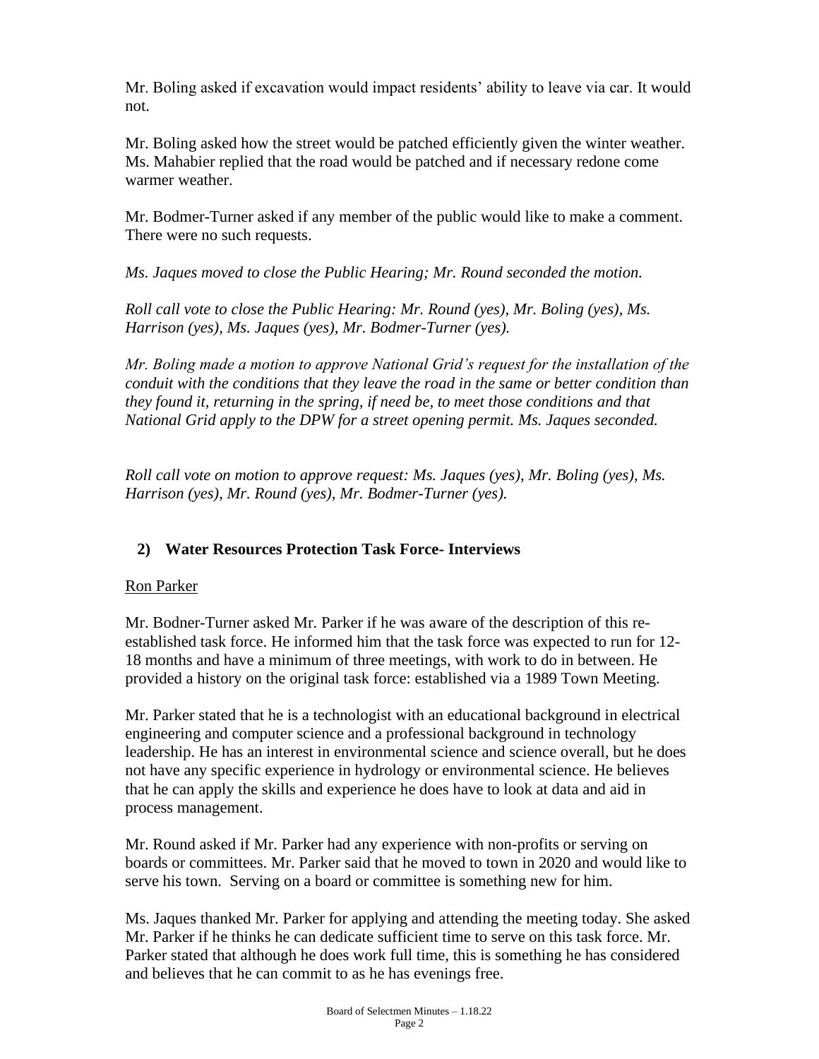Mr. Boling asked if excavation would impact residents' ability to leave via car. It would not.

Mr. Boling asked how the street would be patched efficiently given the winter weather. Ms. Mahabier replied that the road would be patched and if necessary redone come warmer weather.

Mr. Bodmer-Turner asked if any member of the public would like to make a comment. There were no such requests.

*Ms. Jaques moved to close the Public Hearing; Mr. Round seconded the motion.*

*Roll call vote to close the Public Hearing: Mr. Round (yes), Mr. Boling (yes), Ms. Harrison (yes), Ms. Jaques (yes), Mr. Bodmer-Turner (yes).*

*Mr. Boling made a motion to approve National Grid's request for the installation of the conduit with the conditions that they leave the road in the same or better condition than they found it, returning in the spring, if need be, to meet those conditions and that National Grid apply to the DPW for a street opening permit. Ms. Jaques seconded.*

*Roll call vote on motion to approve request: Ms. Jaques (yes), Mr. Boling (yes), Ms. Harrison (yes), Mr. Round (yes), Mr. Bodmer-Turner (yes).*

## 2) Water Resources Protection Task Force- Interviews

Ron Parker

Mr. Bodner-Turner asked Mr. Parker if he was aware of the description of this re-established task force. He informed him that the task force was expected to run for 12-18 months and have a minimum of three meetings, with work to do in between. He provided a history on the original task force: established via a 1989 Town Meeting.

Mr. Parker stated that he is a technologist with an educational background in electrical engineering and computer science and a professional background in technology leadership. He has an interest in environmental science and science overall, but he does not have any specific experience in hydrology or environmental science. He believes that he can apply the skills and experience he does have to look at data and aid in process management.

Mr. Round asked if Mr. Parker had any experience with non-profits or serving on boards or committees. Mr. Parker said that he moved to town in 2020 and would like to serve his town. Serving on a board or committee is something new for him.

Ms. Jaques thanked Mr. Parker for applying and attending the meeting today. She asked Mr. Parker if he thinks he can dedicate sufficient time to serve on this task force. Mr. Parker stated that although he does work full time, this is something he has considered and believes that he can commit to as he has evenings free.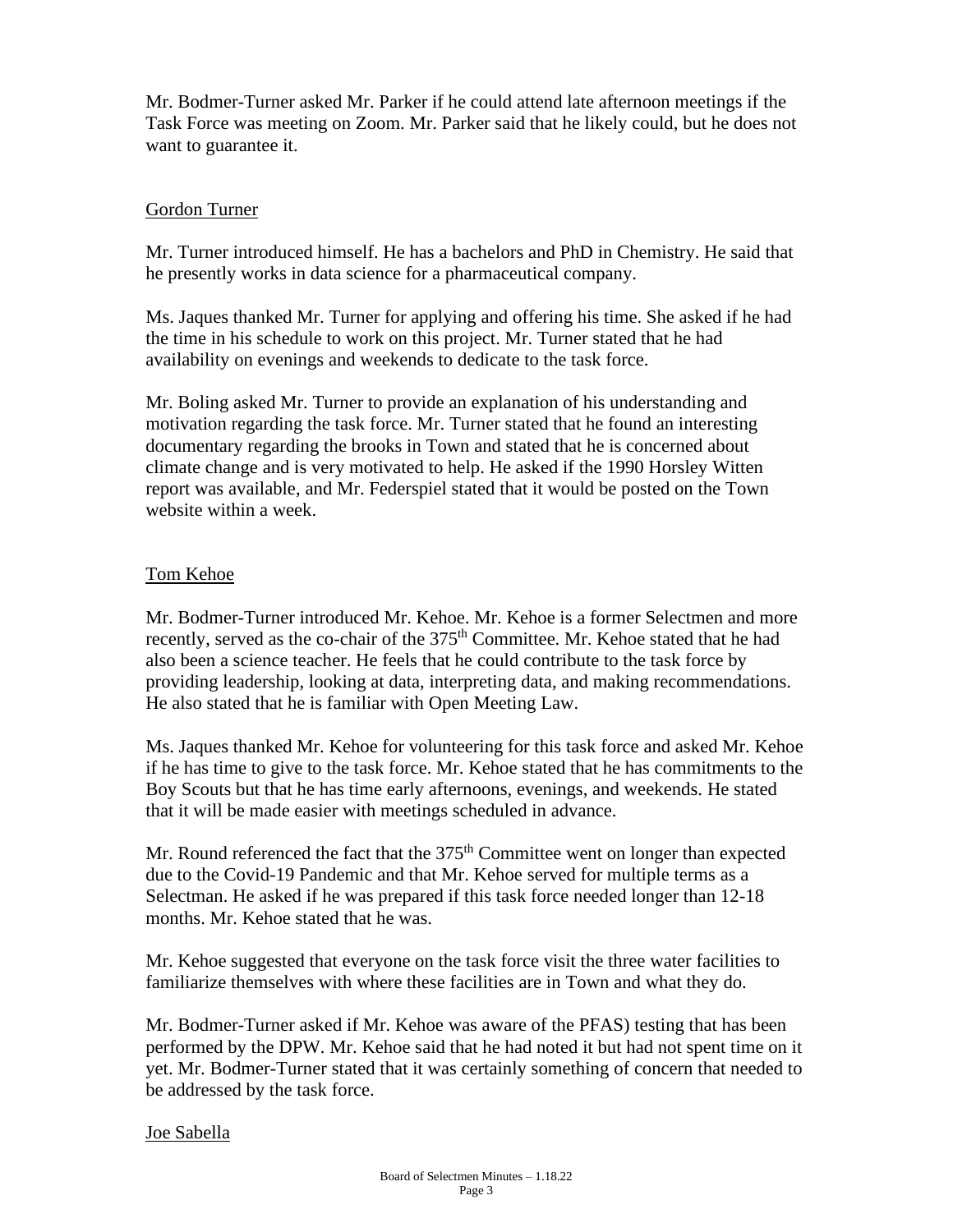Mr. Bodmer-Turner asked Mr. Parker if he could attend late afternoon meetings if the Task Force was meeting on Zoom. Mr. Parker said that he likely could, but he does not want to guarantee it.

Gordon Turner

Mr. Turner introduced himself. He has a bachelors and PhD in Chemistry. He said that he presently works in data science for a pharmaceutical company.

Ms. Jaques thanked Mr. Turner for applying and offering his time. She asked if he had the time in his schedule to work on this project. Mr. Turner stated that he had availability on evenings and weekends to dedicate to the task force.

Mr. Boling asked Mr. Turner to provide an explanation of his understanding and motivation regarding the task force. Mr. Turner stated that he found an interesting documentary regarding the brooks in Town and stated that he is concerned about climate change and is very motivated to help. He asked if the 1990 Horsley Witten report was available, and Mr. Federspiel stated that it would be posted on the Town website within a week.

Tom Kehoe

Mr. Bodmer-Turner introduced Mr. Kehoe. Mr. Kehoe is a former Selectmen and more recently, served as the co-chair of the 375th Committee. Mr. Kehoe stated that he had also been a science teacher. He feels that he could contribute to the task force by providing leadership, looking at data, interpreting data, and making recommendations. He also stated that he is familiar with Open Meeting Law.

Ms. Jaques thanked Mr. Kehoe for volunteering for this task force and asked Mr. Kehoe if he has time to give to the task force. Mr. Kehoe stated that he has commitments to the Boy Scouts but that he has time early afternoons, evenings, and weekends. He stated that it will be made easier with meetings scheduled in advance.

Mr. Round referenced the fact that the 375th Committee went on longer than expected due to the Covid-19 Pandemic and that Mr. Kehoe served for multiple terms as a Selectman. He asked if he was prepared if this task force needed longer than 12-18 months. Mr. Kehoe stated that he was.

Mr. Kehoe suggested that everyone on the task force visit the three water facilities to familiarize themselves with where these facilities are in Town and what they do.

Mr. Bodmer-Turner asked if Mr. Kehoe was aware of the PFAS) testing that has been performed by the DPW. Mr. Kehoe said that he had noted it but had not spent time on it yet. Mr. Bodmer-Turner stated that it was certainly something of concern that needed to be addressed by the task force.

Joe Sabella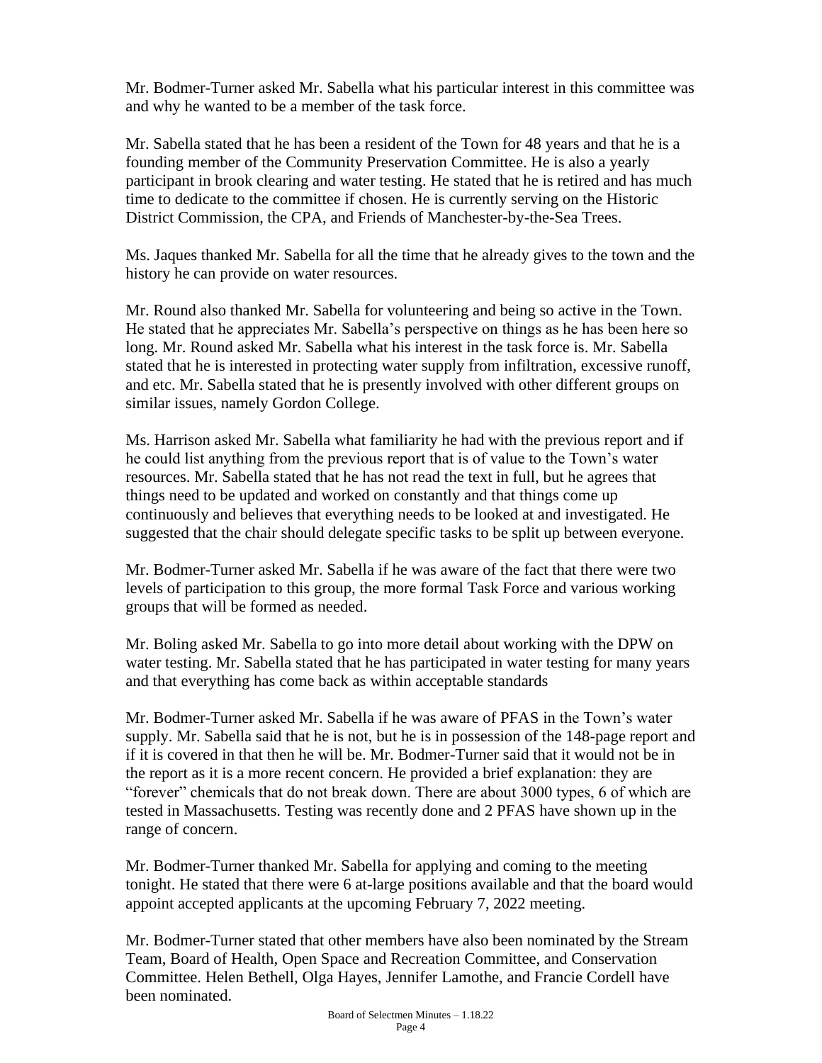Mr. Bodmer-Turner asked Mr. Sabella what his particular interest in this committee was and why he wanted to be a member of the task force.

Mr. Sabella stated that he has been a resident of the Town for 48 years and that he is a founding member of the Community Preservation Committee. He is also a yearly participant in brook clearing and water testing. He stated that he is retired and has much time to dedicate to the committee if chosen. He is currently serving on the Historic District Commission, the CPA, and Friends of Manchester-by-the-Sea Trees.

Ms. Jaques thanked Mr. Sabella for all the time that he already gives to the town and the history he can provide on water resources.

Mr. Round also thanked Mr. Sabella for volunteering and being so active in the Town. He stated that he appreciates Mr. Sabella's perspective on things as he has been here so long. Mr. Round asked Mr. Sabella what his interest in the task force is. Mr. Sabella stated that he is interested in protecting water supply from infiltration, excessive runoff, and etc. Mr. Sabella stated that he is presently involved with other different groups on similar issues, namely Gordon College.

Ms. Harrison asked Mr. Sabella what familiarity he had with the previous report and if he could list anything from the previous report that is of value to the Town's water resources. Mr. Sabella stated that he has not read the text in full, but he agrees that things need to be updated and worked on constantly and that things come up continuously and believes that everything needs to be looked at and investigated. He suggested that the chair should delegate specific tasks to be split up between everyone.

Mr. Bodmer-Turner asked Mr. Sabella if he was aware of the fact that there were two levels of participation to this group, the more formal Task Force and various working groups that will be formed as needed.

Mr. Boling asked Mr. Sabella to go into more detail about working with the DPW on water testing. Mr. Sabella stated that he has participated in water testing for many years and that everything has come back as within acceptable standards

Mr. Bodmer-Turner asked Mr. Sabella if he was aware of PFAS in the Town's water supply. Mr. Sabella said that he is not, but he is in possession of the 148-page report and if it is covered in that then he will be. Mr. Bodmer-Turner said that it would not be in the report as it is a more recent concern. He provided a brief explanation: they are "forever" chemicals that do not break down. There are about 3000 types, 6 of which are tested in Massachusetts. Testing was recently done and 2 PFAS have shown up in the range of concern.

Mr. Bodmer-Turner thanked Mr. Sabella for applying and coming to the meeting tonight. He stated that there were 6 at-large positions available and that the board would appoint accepted applicants at the upcoming February 7, 2022 meeting.

Mr. Bodmer-Turner stated that other members have also been nominated by the Stream Team, Board of Health, Open Space and Recreation Committee, and Conservation Committee. Helen Bethell, Olga Hayes, Jennifer Lamothe, and Francie Cordell have been nominated.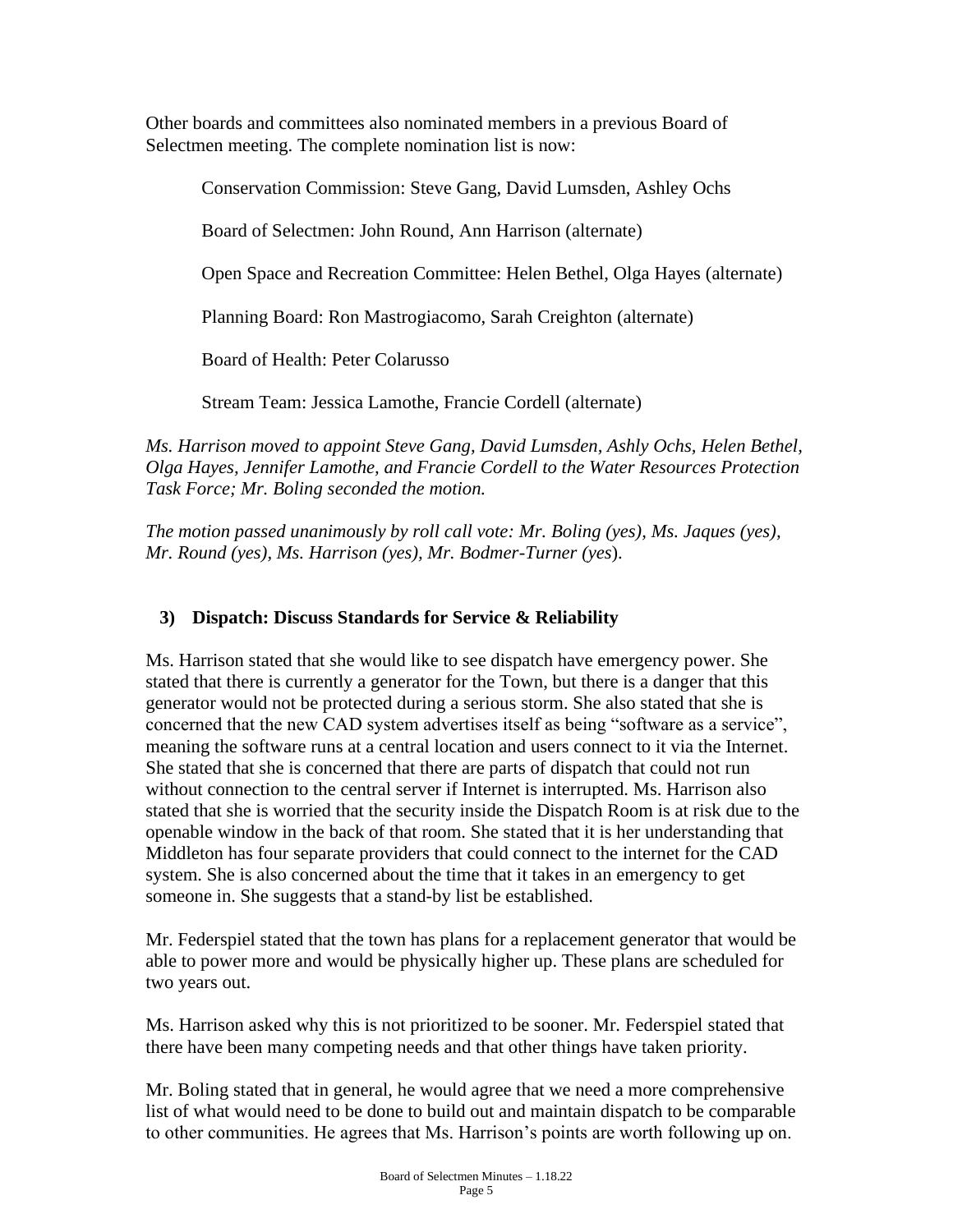Other boards and committees also nominated members in a previous Board of Selectmen meeting. The complete nomination list is now:

Conservation Commission: Steve Gang, David Lumsden, Ashley Ochs

Board of Selectmen: John Round, Ann Harrison (alternate)

Open Space and Recreation Committee: Helen Bethel, Olga Hayes (alternate)

Planning Board: Ron Mastrogiacomo, Sarah Creighton (alternate)

Board of Health: Peter Colarusso

Stream Team: Jessica Lamothe, Francie Cordell (alternate)

*Ms. Harrison moved to appoint Steve Gang, David Lumsden, Ashly Ochs, Helen Bethel, Olga Hayes, Jennifer Lamothe, and Francie Cordell to the Water Resources Protection Task Force; Mr. Boling seconded the motion.*

*The motion passed unanimously by roll call vote: Mr. Boling (yes), Ms. Jaques (yes), Mr. Round (yes), Ms. Harrison (yes), Mr. Bodmer-Turner (yes).*

### 3) Dispatch: Discuss Standards for Service & Reliability

Ms. Harrison stated that she would like to see dispatch have emergency power. She stated that there is currently a generator for the Town, but there is a danger that this generator would not be protected during a serious storm. She also stated that she is concerned that the new CAD system advertises itself as being "software as a service", meaning the software runs at a central location and users connect to it via the Internet. She stated that she is concerned that there are parts of dispatch that could not run without connection to the central server if Internet is interrupted. Ms. Harrison also stated that she is worried that the security inside the Dispatch Room is at risk due to the openable window in the back of that room. She stated that it is her understanding that Middleton has four separate providers that could connect to the internet for the CAD system. She is also concerned about the time that it takes in an emergency to get someone in. She suggests that a stand-by list be established.

Mr. Federspiel stated that the town has plans for a replacement generator that would be able to power more and would be physically higher up. These plans are scheduled for two years out.

Ms. Harrison asked why this is not prioritized to be sooner. Mr. Federspiel stated that there have been many competing needs and that other things have taken priority.

Mr. Boling stated that in general, he would agree that we need a more comprehensive list of what would need to be done to build out and maintain dispatch to be comparable to other communities. He agrees that Ms. Harrison's points are worth following up on.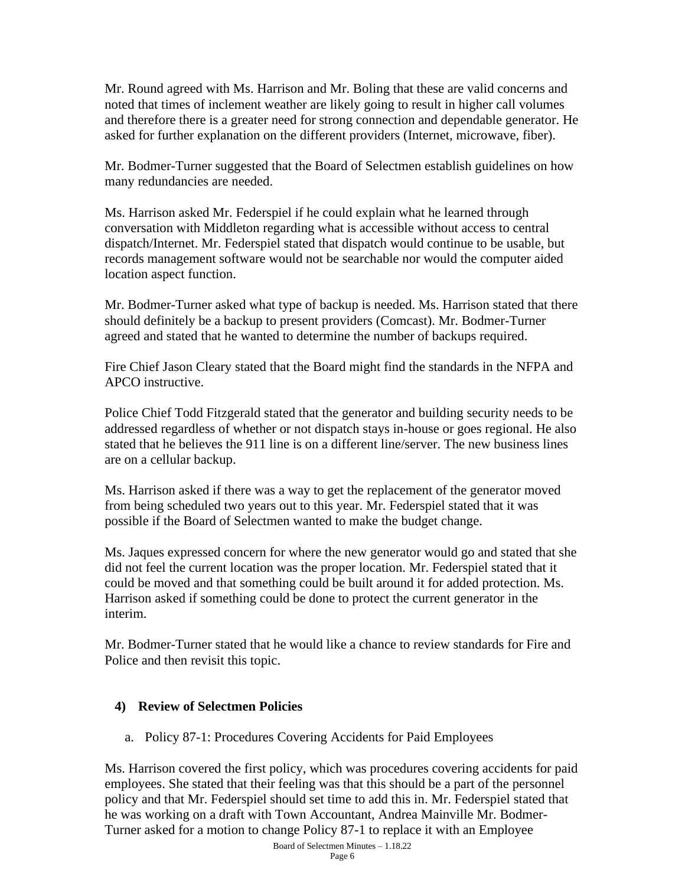Mr. Round agreed with Ms. Harrison and Mr. Boling that these are valid concerns and noted that times of inclement weather are likely going to result in higher call volumes and therefore there is a greater need for strong connection and dependable generator. He asked for further explanation on the different providers (Internet, microwave, fiber).

Mr. Bodmer-Turner suggested that the Board of Selectmen establish guidelines on how many redundancies are needed.

Ms. Harrison asked Mr. Federspiel if he could explain what he learned through conversation with Middleton regarding what is accessible without access to central dispatch/Internet. Mr. Federspiel stated that dispatch would continue to be usable, but records management software would not be searchable nor would the computer aided location aspect function.

Mr. Bodmer-Turner asked what type of backup is needed. Ms. Harrison stated that there should definitely be a backup to present providers (Comcast). Mr. Bodmer-Turner agreed and stated that he wanted to determine the number of backups required.

Fire Chief Jason Cleary stated that the Board might find the standards in the NFPA and APCO instructive.

Police Chief Todd Fitzgerald stated that the generator and building security needs to be addressed regardless of whether or not dispatch stays in-house or goes regional. He also stated that he believes the 911 line is on a different line/server. The new business lines are on a cellular backup.

Ms. Harrison asked if there was a way to get the replacement of the generator moved from being scheduled two years out to this year. Mr. Federspiel stated that it was possible if the Board of Selectmen wanted to make the budget change.

Ms. Jaques expressed concern for where the new generator would go and stated that she did not feel the current location was the proper location. Mr. Federspiel stated that it could be moved and that something could be built around it for added protection. Ms. Harrison asked if something could be done to protect the current generator in the interim.

Mr. Bodmer-Turner stated that he would like a chance to review standards for Fire and Police and then revisit this topic.

### 4) Review of Selectmen Policies

a. Policy 87-1: Procedures Covering Accidents for Paid Employees

Ms. Harrison covered the first policy, which was procedures covering accidents for paid employees. She stated that their feeling was that this should be a part of the personnel policy and that Mr. Federspiel should set time to add this in. Mr. Federspiel stated that he was working on a draft with Town Accountant, Andrea Mainville Mr. Bodmer-Turner asked for a motion to change Policy 87-1 to replace it with an Employee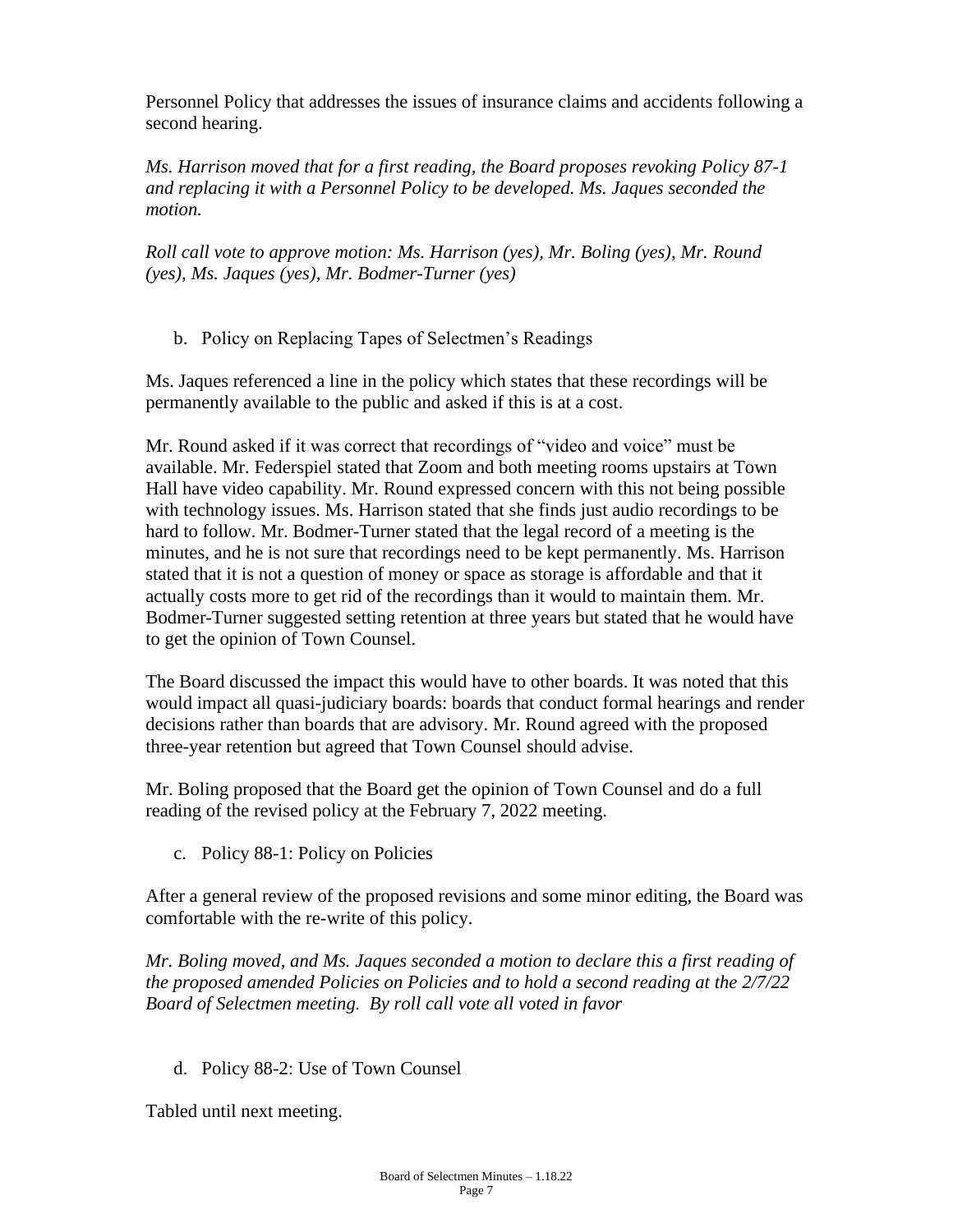Personnel Policy that addresses the issues of insurance claims and accidents following a second hearing.

*Ms. Harrison moved that for a first reading, the Board proposes revoking Policy 87-1 and replacing it with a Personnel Policy to be developed. Ms. Jaques seconded the motion.*

*Roll call vote to approve motion: Ms. Harrison (yes), Mr. Boling (yes), Mr. Round (yes), Ms. Jaques (yes), Mr. Bodmer-Turner (yes)*

b. Policy on Replacing Tapes of Selectmen's Readings

Ms. Jaques referenced a line in the policy which states that these recordings will be permanently available to the public and asked if this is at a cost.

Mr. Round asked if it was correct that recordings of "video and voice" must be available. Mr. Federspiel stated that Zoom and both meeting rooms upstairs at Town Hall have video capability. Mr. Round expressed concern with this not being possible with technology issues. Ms. Harrison stated that she finds just audio recordings to be hard to follow. Mr. Bodmer-Turner stated that the legal record of a meeting is the minutes, and he is not sure that recordings need to be kept permanently. Ms. Harrison stated that it is not a question of money or space as storage is affordable and that it actually costs more to get rid of the recordings than it would to maintain them. Mr. Bodmer-Turner suggested setting retention at three years but stated that he would have to get the opinion of Town Counsel.

The Board discussed the impact this would have to other boards. It was noted that this would impact all quasi-judiciary boards: boards that conduct formal hearings and render decisions rather than boards that are advisory. Mr. Round agreed with the proposed three-year retention but agreed that Town Counsel should advise.

Mr. Boling proposed that the Board get the opinion of Town Counsel and do a full reading of the revised policy at the February 7, 2022 meeting.

c. Policy 88-1: Policy on Policies

After a general review of the proposed revisions and some minor editing, the Board was comfortable with the re-write of this policy.

*Mr. Boling moved, and Ms. Jaques seconded a motion to declare this a first reading of the proposed amended Policies on Policies and to hold a second reading at the 2/7/22 Board of Selectmen meeting. By roll call vote all voted in favor*

d. Policy 88-2: Use of Town Counsel

Tabled until next meeting.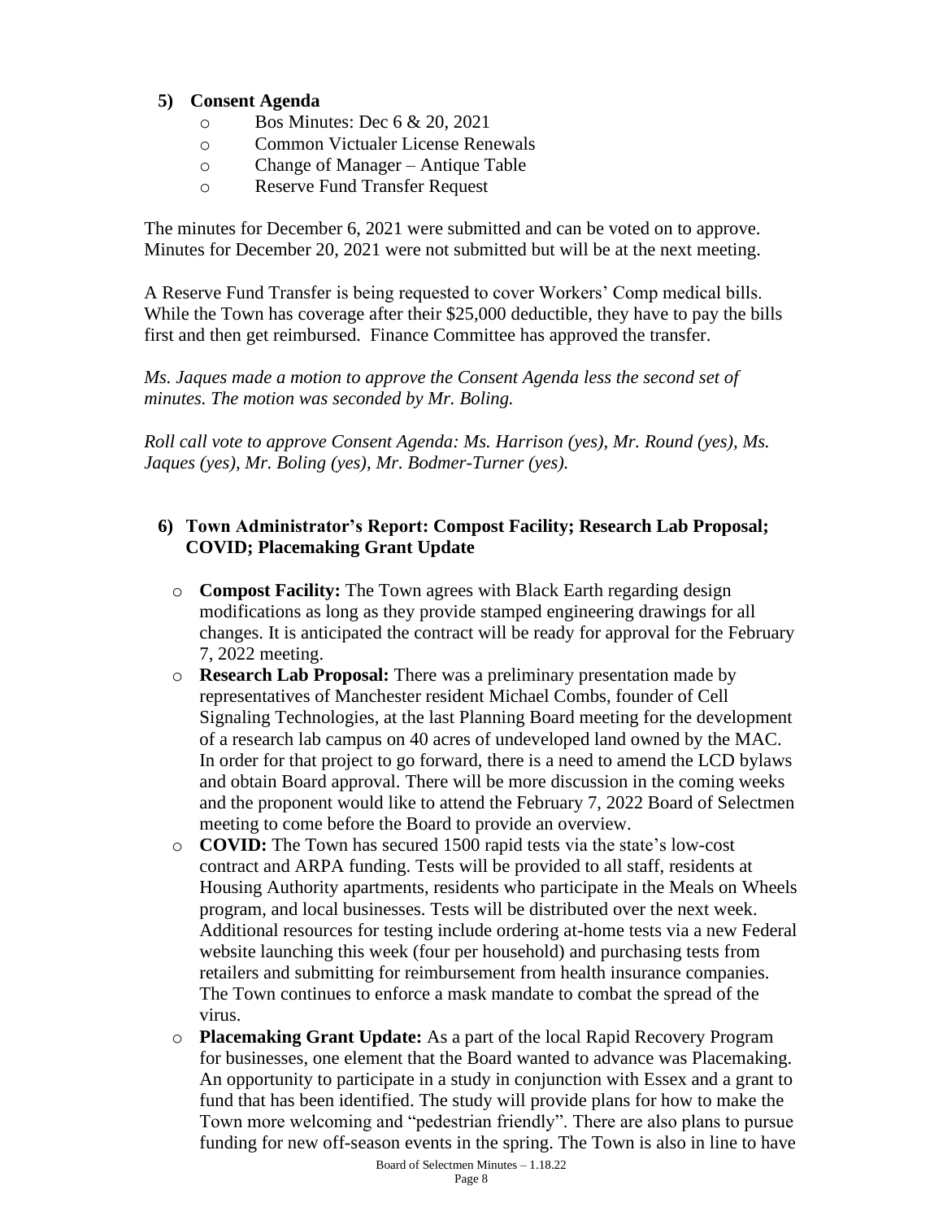5) **Consent Agenda**

- Bos Minutes: Dec 6 & 20, 2021
- Common Victualer License Renewals
- Change of Manager – Antique Table
- Reserve Fund Transfer Request

The minutes for December 6, 2021 were submitted and can be voted on to approve. Minutes for December 20, 2021 were not submitted but will be at the next meeting.

A Reserve Fund Transfer is being requested to cover Workers' Comp medical bills. While the Town has coverage after their $25,000 deductible, they have to pay the bills first and then get reimbursed. Finance Committee has approved the transfer.

*Ms. Jaques made a motion to approve the Consent Agenda less the second set of minutes. The motion was seconded by Mr. Boling.*

*Roll call vote to approve Consent Agenda: Ms. Harrison (yes), Mr. Round (yes), Ms. Jaques (yes), Mr. Boling (yes), Mr. Bodmer-Turner (yes).*

6) **Town Administrator's Report: Compost Facility; Research Lab Proposal; COVID; Placemaking Grant Update**

- **Compost Facility:** The Town agrees with Black Earth regarding design modifications as long as they provide stamped engineering drawings for all changes. It is anticipated the contract will be ready for approval for the February 7, 2022 meeting.
- **Research Lab Proposal:** There was a preliminary presentation made by representatives of Manchester resident Michael Combs, founder of Cell Signaling Technologies, at the last Planning Board meeting for the development of a research lab campus on 40 acres of undeveloped land owned by the MAC. In order for that project to go forward, there is a need to amend the LCD bylaws and obtain Board approval. There will be more discussion in the coming weeks and the proponent would like to attend the February 7, 2022 Board of Selectmen meeting to come before the Board to provide an overview.
- **COVID:** The Town has secured 1500 rapid tests via the state's low-cost contract and ARPA funding. Tests will be provided to all staff, residents at Housing Authority apartments, residents who participate in the Meals on Wheels program, and local businesses. Tests will be distributed over the next week. Additional resources for testing include ordering at-home tests via a new Federal website launching this week (four per household) and purchasing tests from retailers and submitting for reimbursement from health insurance companies. The Town continues to enforce a mask mandate to combat the spread of the virus.
- **Placemaking Grant Update:** As a part of the local Rapid Recovery Program for businesses, one element that the Board wanted to advance was Placemaking. An opportunity to participate in a study in conjunction with Essex and a grant to fund that has been identified. The study will provide plans for how to make the Town more welcoming and "pedestrian friendly". There are also plans to pursue funding for new off-season events in the spring. The Town is also in line to have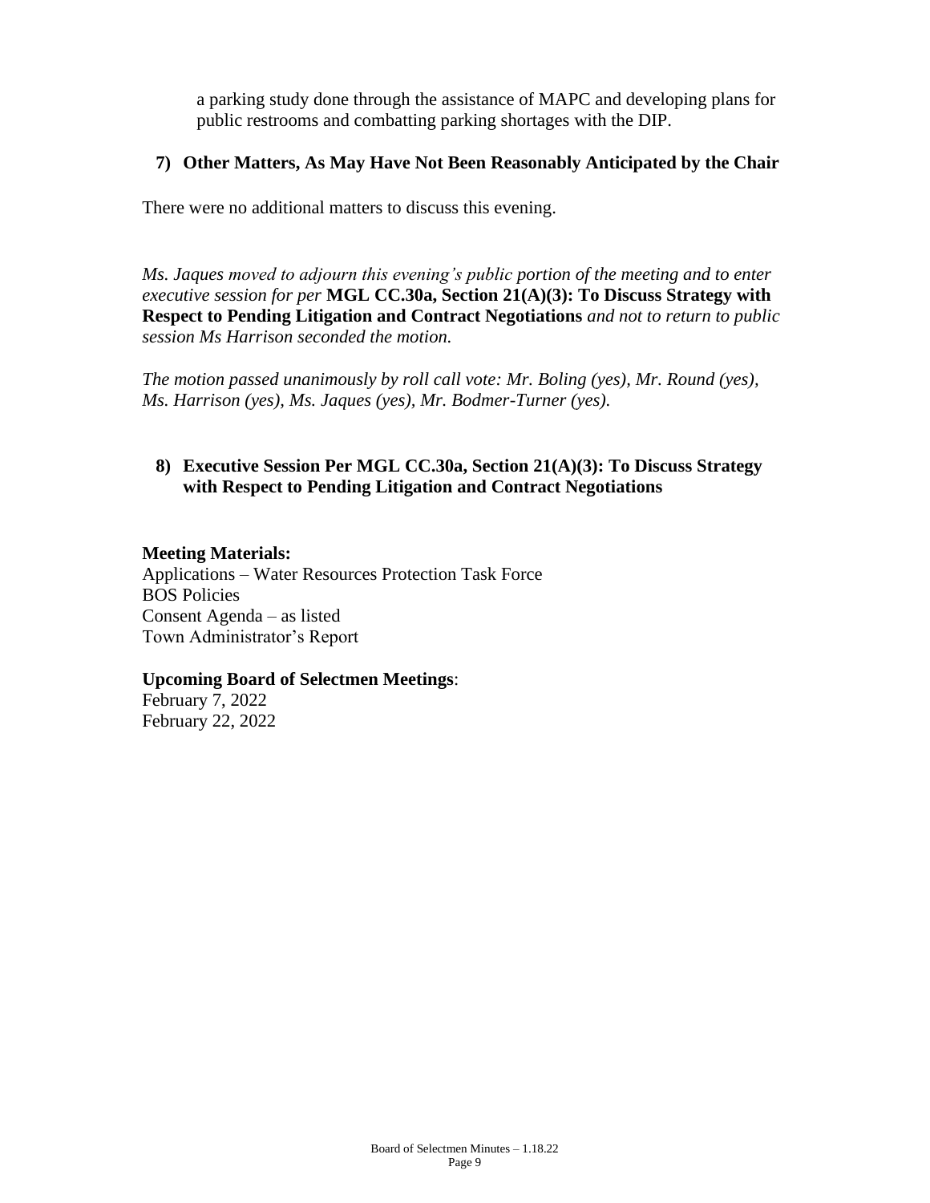a parking study done through the assistance of MAPC and developing plans for public restrooms and combatting parking shortages with the DIP.

### 7) Other Matters, As May Have Not Been Reasonably Anticipated by the Chair

There were no additional matters to discuss this evening.

*Ms. Jaques moved to adjourn this evening's public portion of the meeting and to enter executive session for per* **MGL CC.30a, Section 21(A)(3): To Discuss Strategy with Respect to Pending Litigation and Contract Negotiations** *and not to return to public session Ms Harrison seconded the motion.*

*The motion passed unanimously by roll call vote: Mr. Boling (yes), Mr. Round (yes), Ms. Harrison (yes), Ms. Jaques (yes), Mr. Bodmer-Turner (yes).*

### 8) Executive Session Per MGL CC.30a, Section 21(A)(3): To Discuss Strategy with Respect to Pending Litigation and Contract Negotiations

**Meeting Materials:**
Applications – Water Resources Protection Task Force
BOS Policies
Consent Agenda – as listed
Town Administrator's Report

**Upcoming Board of Selectmen Meetings**:
February 7, 2022
February 22, 2022